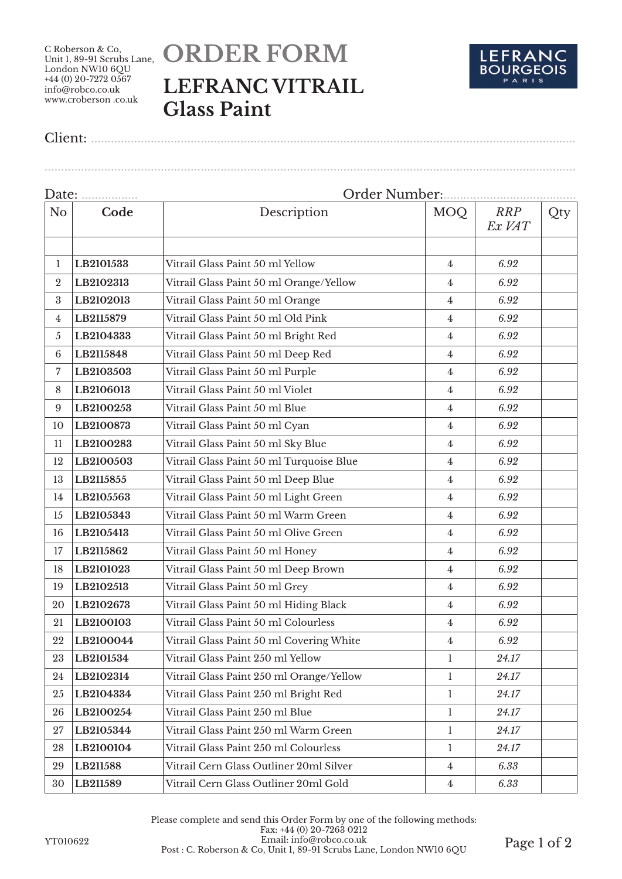C Roberson & Co,
Unit 1, 89-91 Scrubs Lane,
London NW10 6QU
+44 (0) 20-7272 0567
info@robco.co.uk
www.croberson .co.uk

# ORDER FORM

## LEFRANC VITRAIL Glass Paint

LEFRANC BOURGEOIS PARIS

Client: ........................................................................................................

..............................................................................................................................

Date: ................. Order Number:.......................................

| No | Code | Description | MOQ | *RRP Ex VAT* | Qty |
|---|---|---|---|---|---|
| | | | | | |
| 1 | **LB2101533** | Vitrail Glass Paint 50 ml Yellow | 4 | *6.92* | |
| 2 | **LB2102313** | Vitrail Glass Paint 50 ml Orange/Yellow | 4 | *6.92* | |
| 3 | **LB2102013** | Vitrail Glass Paint 50 ml Orange | 4 | *6.92* | |
| 4 | **LB2115879** | Vitrail Glass Paint 50 ml Old Pink | 4 | *6.92* | |
| 5 | **LB2104333** | Vitrail Glass Paint 50 ml Bright Red | 4 | *6.92* | |
| 6 | **LB2115848** | Vitrail Glass Paint 50 ml Deep Red | 4 | *6.92* | |
| 7 | **LB2103503** | Vitrail Glass Paint 50 ml Purple | 4 | *6.92* | |
| 8 | **LB2106013** | Vitrail Glass Paint 50 ml Violet | 4 | *6.92* | |
| 9 | **LB2100253** | Vitrail Glass Paint 50 ml Blue | 4 | *6.92* | |
| 10 | **LB2100873** | Vitrail Glass Paint 50 ml Cyan | 4 | *6.92* | |
| 11 | **LB2100283** | Vitrail Glass Paint 50 ml Sky Blue | 4 | *6.92* | |
| 12 | **LB2100503** | Vitrail Glass Paint 50 ml Turquoise Blue | 4 | *6.92* | |
| 13 | **LB2115855** | Vitrail Glass Paint 50 ml Deep Blue | 4 | *6.92* | |
| 14 | **LB2105563** | Vitrail Glass Paint 50 ml Light Green | 4 | *6.92* | |
| 15 | **LB2105343** | Vitrail Glass Paint 50 ml Warm Green | 4 | *6.92* | |
| 16 | **LB2105413** | Vitrail Glass Paint 50 ml Olive Green | 4 | *6.92* | |
| 17 | **LB2115862** | Vitrail Glass Paint 50 ml Honey | 4 | *6.92* | |
| 18 | **LB2101023** | Vitrail Glass Paint 50 ml Deep Brown | 4 | *6.92* | |
| 19 | **LB2102513** | Vitrail Glass Paint 50 ml Grey | 4 | *6.92* | |
| 20 | **LB2102673** | Vitrail Glass Paint 50 ml Hiding Black | 4 | *6.92* | |
| 21 | **LB2100103** | Vitrail Glass Paint 50 ml Colourless | 4 | *6.92* | |
| 22 | **LB2100044** | Vitrail Glass Paint 50 ml Covering White | 4 | *6.92* | |
| 23 | **LB2101534** | Vitrail Glass Paint 250 ml Yellow | 1 | *24.17* | |
| 24 | **LB2102314** | Vitrail Glass Paint 250 ml Orange/Yellow | 1 | *24.17* | |
| 25 | **LB2104334** | Vitrail Glass Paint 250 ml Bright Red | 1 | *24.17* | |
| 26 | **LB2100254** | Vitrail Glass Paint 250 ml Blue | 1 | *24.17* | |
| 27 | **LB2105344** | Vitrail Glass Paint 250 ml Warm Green | 1 | *24.17* | |
| 28 | **LB2100104** | Vitrail Glass Paint 250 ml Colourless | 1 | *24.17* | |
| 29 | **LB211588** | Vitrail Cern Glass Outliner 20ml Silver | 4 | *6.33* | |
| 30 | **LB211589** | Vitrail Cern Glass Outliner 20ml Gold | 4 | *6.33* | |

Please complete and send this Order Form by one of the following methods:
Fax: +44 (0) 20-7263 0212
Email: info@robco.co.uk
Post : C. Roberson & Co, Unit 1, 89-91 Scrubs Lane, London NW10 6QU

YT010622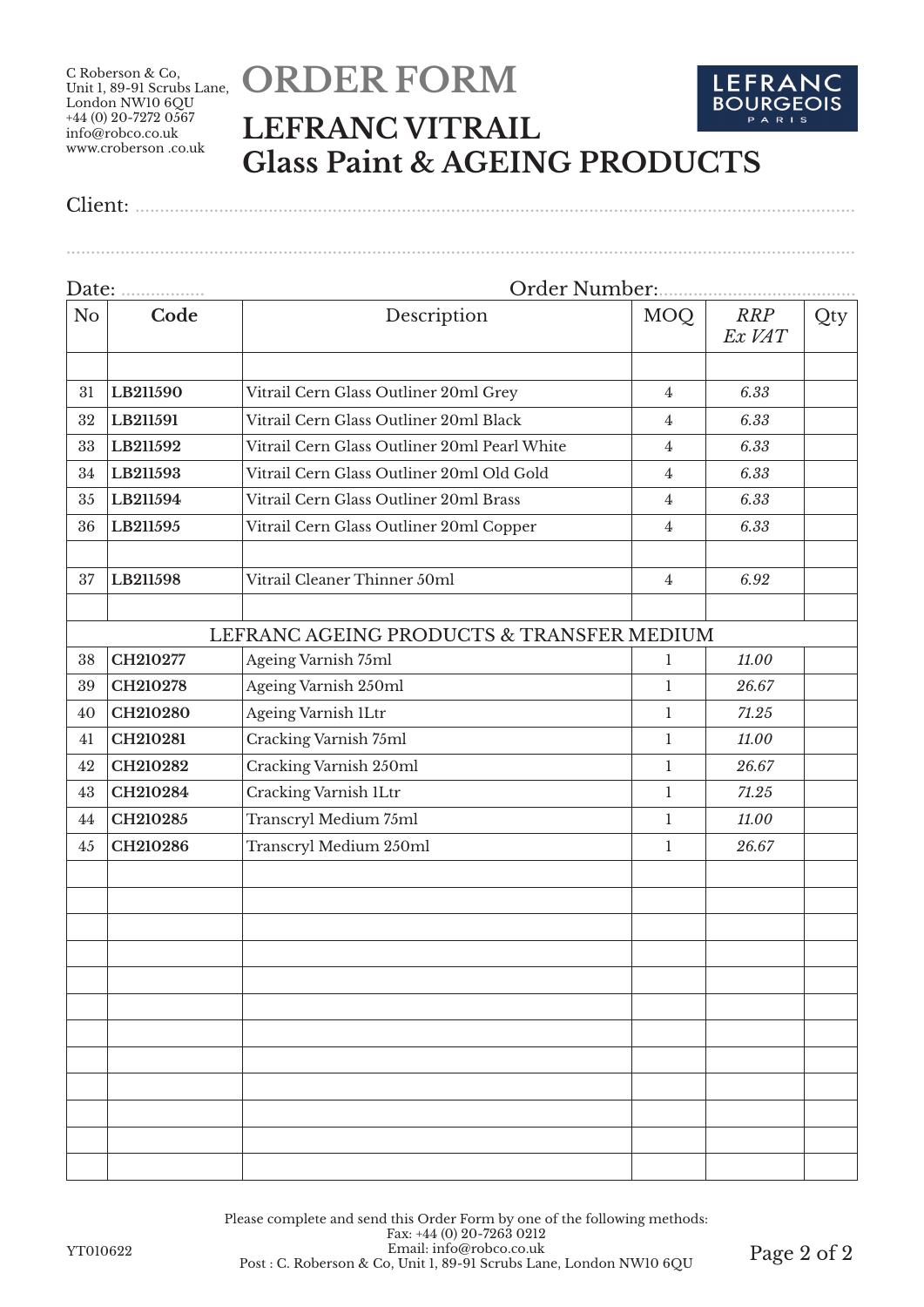C Roberson & Co,
Unit 1, 89-91 Scrubs Lane,
London NW10 6QU
+44 (0) 20-7272 0567
info@robco.co.uk
www.croberson .co.uk

# ORDER FORM

## LEFRANC VITRAIL
## Glass Paint & AGEING PRODUCTS

LEFRANC BOURGEOIS PARIS

Client: ......................................................................................................................................

..................................................................................................................................................

Date: ................. Order Number:......................................

| No | Code | Description | MOQ | *RRP Ex VAT* | Qty |
|---|---|---|---|---|---|
| | | | | | |
| 31 | **LB211590** | Vitrail Cern Glass Outliner 20ml Grey | 4 | *6.33* | |
| 32 | **LB211591** | Vitrail Cern Glass Outliner 20ml Black | 4 | *6.33* | |
| 33 | **LB211592** | Vitrail Cern Glass Outliner 20ml Pearl White | 4 | *6.33* | |
| 34 | **LB211593** | Vitrail Cern Glass Outliner 20ml Old Gold | 4 | *6.33* | |
| 35 | **LB211594** | Vitrail Cern Glass Outliner 20ml Brass | 4 | *6.33* | |
| 36 | **LB211595** | Vitrail Cern Glass Outliner 20ml Copper | 4 | *6.33* | |
| | | | | | |
| 37 | **LB211598** | Vitrail Cleaner Thinner 50ml | 4 | *6.92* | |
| | | | | | |
| | | LEFRANC AGEING PRODUCTS & TRANSFER MEDIUM | | | |
| 38 | **CH210277** | Ageing Varnish 75ml | 1 | *11.00* | |
| 39 | **CH210278** | Ageing Varnish 250ml | 1 | *26.67* | |
| 40 | **CH210280** | Ageing Varnish 1Ltr | 1 | *71.25* | |
| 41 | **CH210281** | Cracking Varnish 75ml | 1 | *11.00* | |
| 42 | **CH210282** | Cracking Varnish 250ml | 1 | *26.67* | |
| 43 | **CH210284** | Cracking Varnish 1Ltr | 1 | *71.25* | |
| 44 | **CH210285** | Transcryl Medium 75ml | 1 | *11.00* | |
| 45 | **CH210286** | Transcryl Medium 250ml | 1 | *26.67* | |
| | | | | | |
| | | | | | |
| | | | | | |
| | | | | | |
| | | | | | |
| | | | | | |
| | | | | | |
| | | | | | |
| | | | | | |
| | | | | | |
| | | | | | |
| | | | | | |

Please complete and send this Order Form by one of the following methods:
Fax: +44 (0) 20-7263 0212
Email: info@robco.co.uk
Post : C. Roberson & Co, Unit 1, 89-91 Scrubs Lane, London NW10 6QU

YT010622